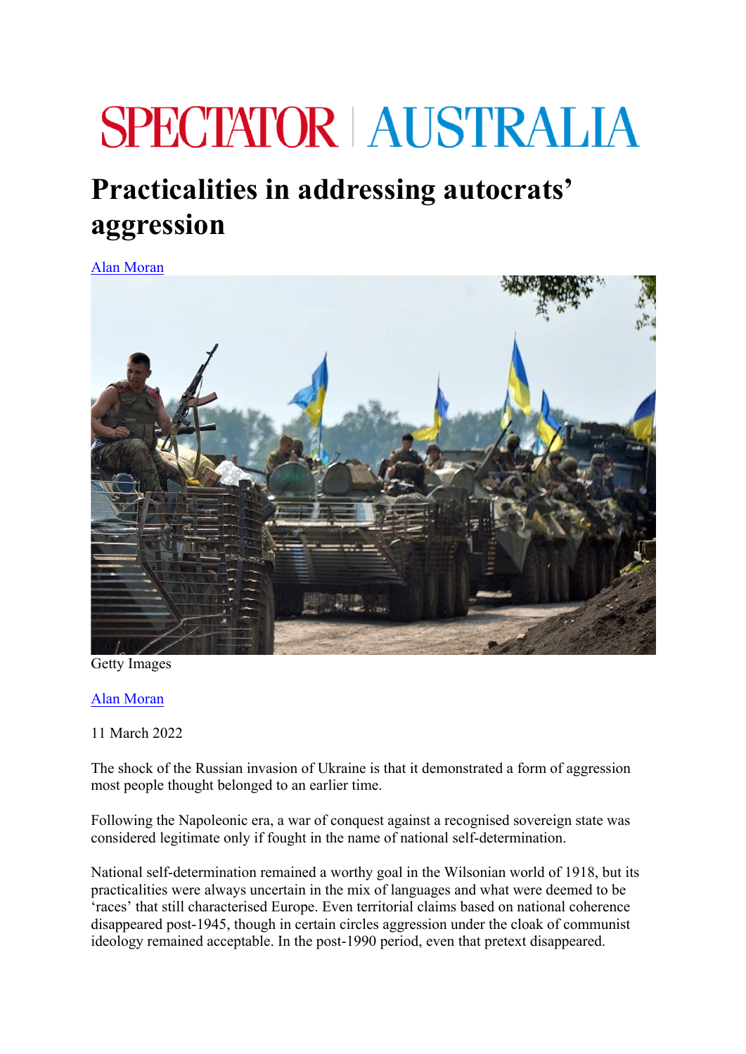SPECTATOR | AUSTRALIA

# Practicalities in addressing autocrats' aggression

Alan Moran

Getty Images

Alan Moran

11 March 2022

The shock of the Russian invasion of Ukraine is that it demonstrated a form of aggression most people thought belonged to an earlier time.

Following the Napoleonic era, a war of conquest against a recognised sovereign state was considered legitimate only if fought in the name of national self-determination.

National self-determination remained a worthy goal in the Wilsonian world of 1918, but its practicalities were always uncertain in the mix of languages and what were deemed to be 'races' that still characterised Europe. Even territorial claims based on national coherence disappeared post-1945, though in certain circles aggression under the cloak of communist ideology remained acceptable. In the post-1990 period, even that pretext disappeared.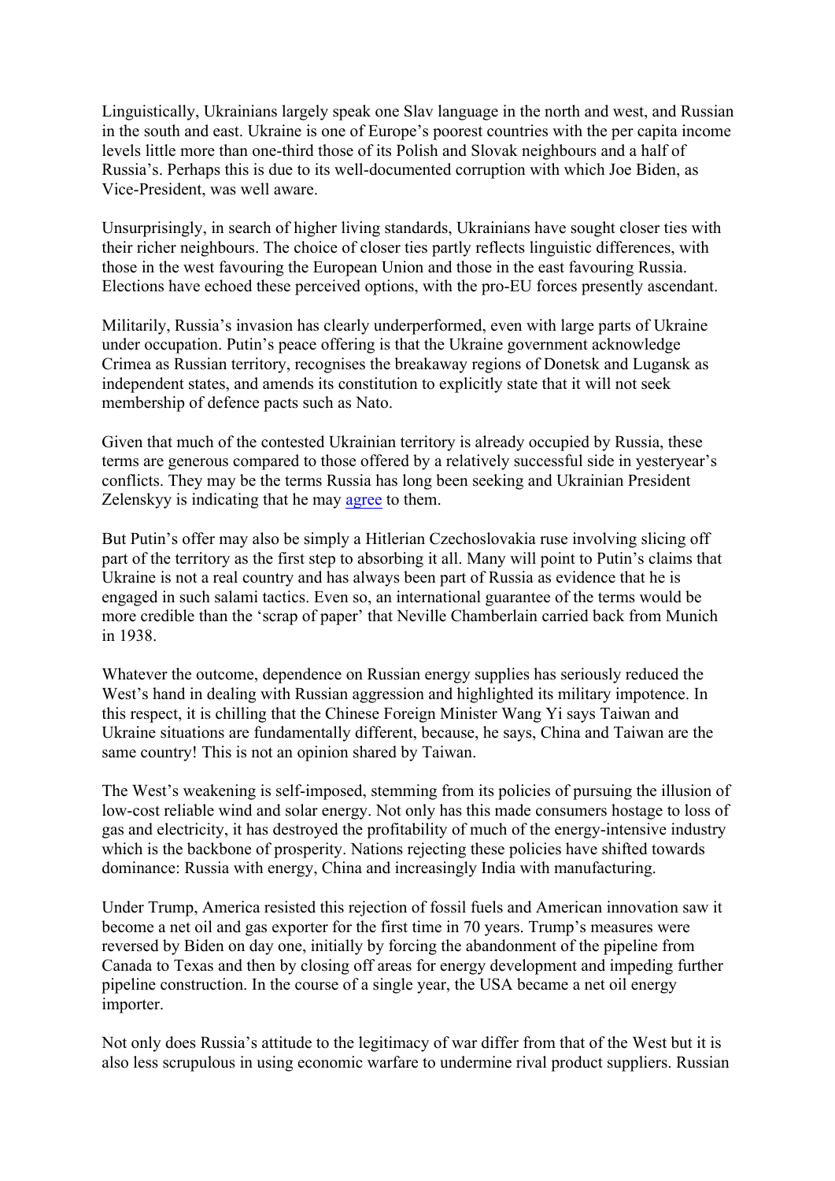Linguistically, Ukrainians largely speak one Slav language in the north and west, and Russian in the south and east. Ukraine is one of Europe's poorest countries with the per capita income levels little more than one-third those of its Polish and Slovak neighbours and a half of Russia's. Perhaps this is due to its well-documented corruption with which Joe Biden, as Vice-President, was well aware.

Unsurprisingly, in search of higher living standards, Ukrainians have sought closer ties with their richer neighbours. The choice of closer ties partly reflects linguistic differences, with those in the west favouring the European Union and those in the east favouring Russia. Elections have echoed these perceived options, with the pro-EU forces presently ascendant.

Militarily, Russia's invasion has clearly underperformed, even with large parts of Ukraine under occupation. Putin's peace offering is that the Ukraine government acknowledge Crimea as Russian territory, recognises the breakaway regions of Donetsk and Lugansk as independent states, and amends its constitution to explicitly state that it will not seek membership of defence pacts such as Nato.

Given that much of the contested Ukrainian territory is already occupied by Russia, these terms are generous compared to those offered by a relatively successful side in yesteryear's conflicts. They may be the terms Russia has long been seeking and Ukrainian President Zelenskyy is indicating that he may agree to them.

But Putin's offer may also be simply a Hitlerian Czechoslovakia ruse involving slicing off part of the territory as the first step to absorbing it all. Many will point to Putin's claims that Ukraine is not a real country and has always been part of Russia as evidence that he is engaged in such salami tactics. Even so, an international guarantee of the terms would be more credible than the 'scrap of paper' that Neville Chamberlain carried back from Munich in 1938.

Whatever the outcome, dependence on Russian energy supplies has seriously reduced the West's hand in dealing with Russian aggression and highlighted its military impotence. In this respect, it is chilling that the Chinese Foreign Minister Wang Yi says Taiwan and Ukraine situations are fundamentally different, because, he says, China and Taiwan are the same country! This is not an opinion shared by Taiwan.

The West's weakening is self-imposed, stemming from its policies of pursuing the illusion of low-cost reliable wind and solar energy. Not only has this made consumers hostage to loss of gas and electricity, it has destroyed the profitability of much of the energy-intensive industry which is the backbone of prosperity. Nations rejecting these policies have shifted towards dominance: Russia with energy, China and increasingly India with manufacturing.

Under Trump, America resisted this rejection of fossil fuels and American innovation saw it become a net oil and gas exporter for the first time in 70 years. Trump's measures were reversed by Biden on day one, initially by forcing the abandonment of the pipeline from Canada to Texas and then by closing off areas for energy development and impeding further pipeline construction. In the course of a single year, the USA became a net oil energy importer.

Not only does Russia's attitude to the legitimacy of war differ from that of the West but it is also less scrupulous in using economic warfare to undermine rival product suppliers. Russian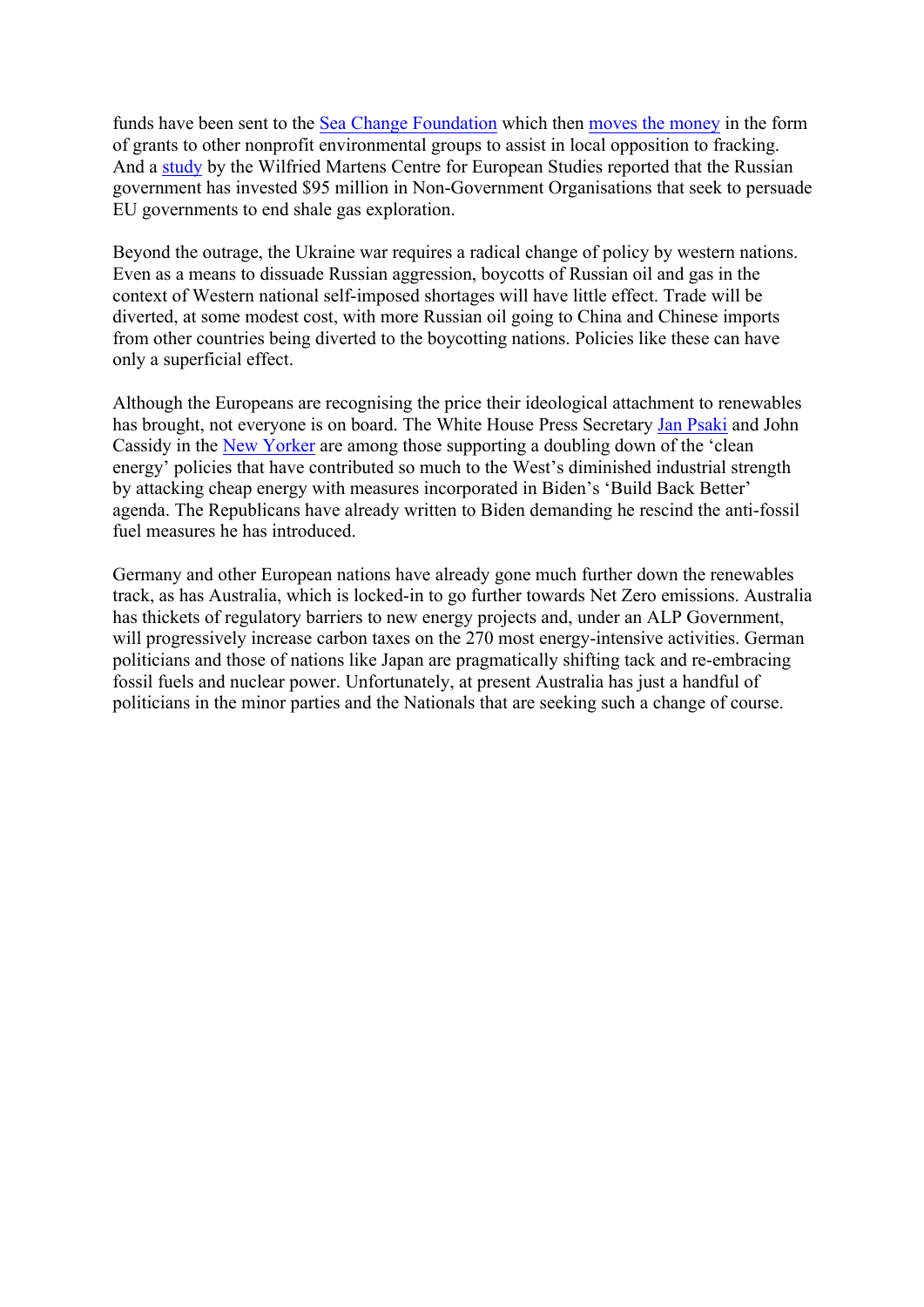funds have been sent to the Sea Change Foundation which then moves the money in the form of grants to other nonprofit environmental groups to assist in local opposition to fracking. And a study by the Wilfried Martens Centre for European Studies reported that the Russian government has invested $95 million in Non-Government Organisations that seek to persuade EU governments to end shale gas exploration.

Beyond the outrage, the Ukraine war requires a radical change of policy by western nations. Even as a means to dissuade Russian aggression, boycotts of Russian oil and gas in the context of Western national self-imposed shortages will have little effect. Trade will be diverted, at some modest cost, with more Russian oil going to China and Chinese imports from other countries being diverted to the boycotting nations. Policies like these can have only a superficial effect.

Although the Europeans are recognising the price their ideological attachment to renewables has brought, not everyone is on board. The White House Press Secretary Jan Psaki and John Cassidy in the New Yorker are among those supporting a doubling down of the 'clean energy' policies that have contributed so much to the West's diminished industrial strength by attacking cheap energy with measures incorporated in Biden's 'Build Back Better' agenda. The Republicans have already written to Biden demanding he rescind the anti-fossil fuel measures he has introduced.

Germany and other European nations have already gone much further down the renewables track, as has Australia, which is locked-in to go further towards Net Zero emissions. Australia has thickets of regulatory barriers to new energy projects and, under an ALP Government, will progressively increase carbon taxes on the 270 most energy-intensive activities. German politicians and those of nations like Japan are pragmatically shifting tack and re-embracing fossil fuels and nuclear power. Unfortunately, at present Australia has just a handful of politicians in the minor parties and the Nationals that are seeking such a change of course.